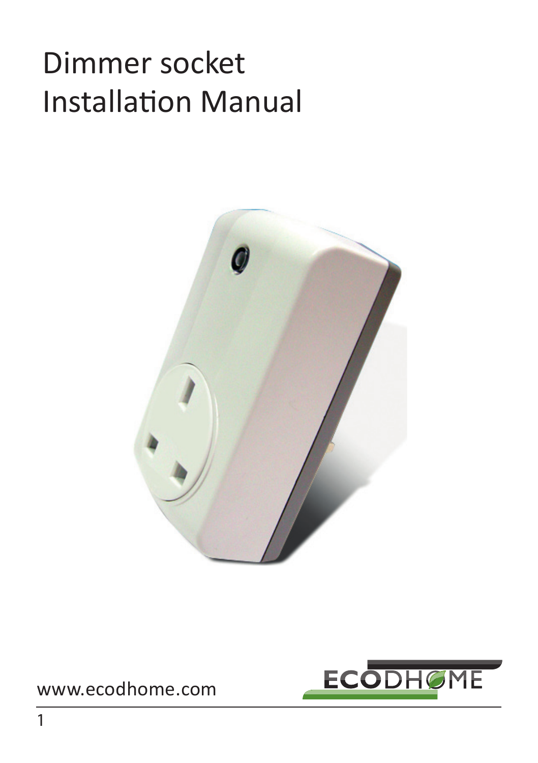# Dimmer socket Installation Manual

www.ecodhome.com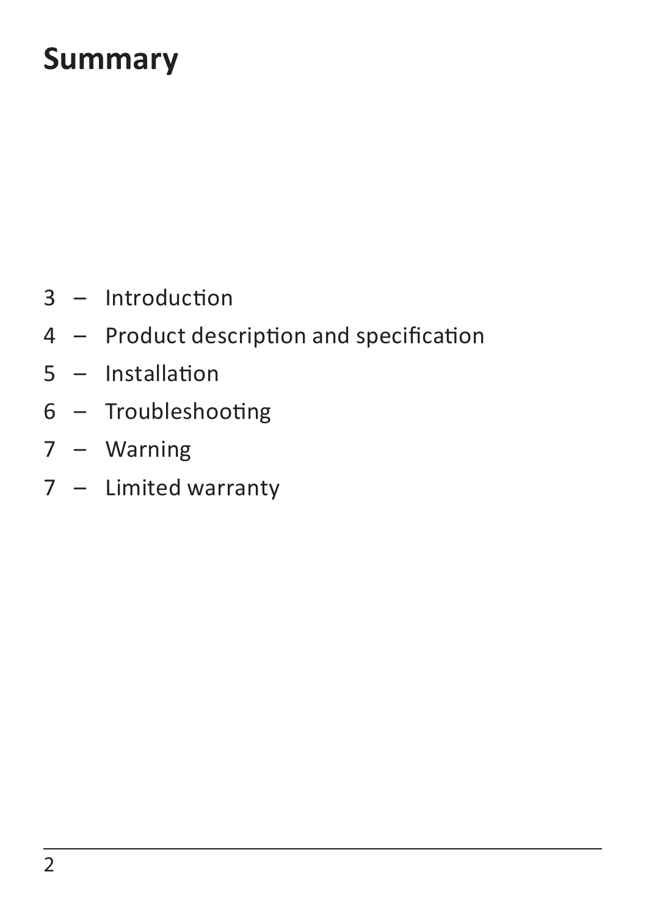# Summary

3 – Introduction

4 – Product description and specification

5 – Installation

6 – Troubleshooting

7 – Warning

7 – Limited warranty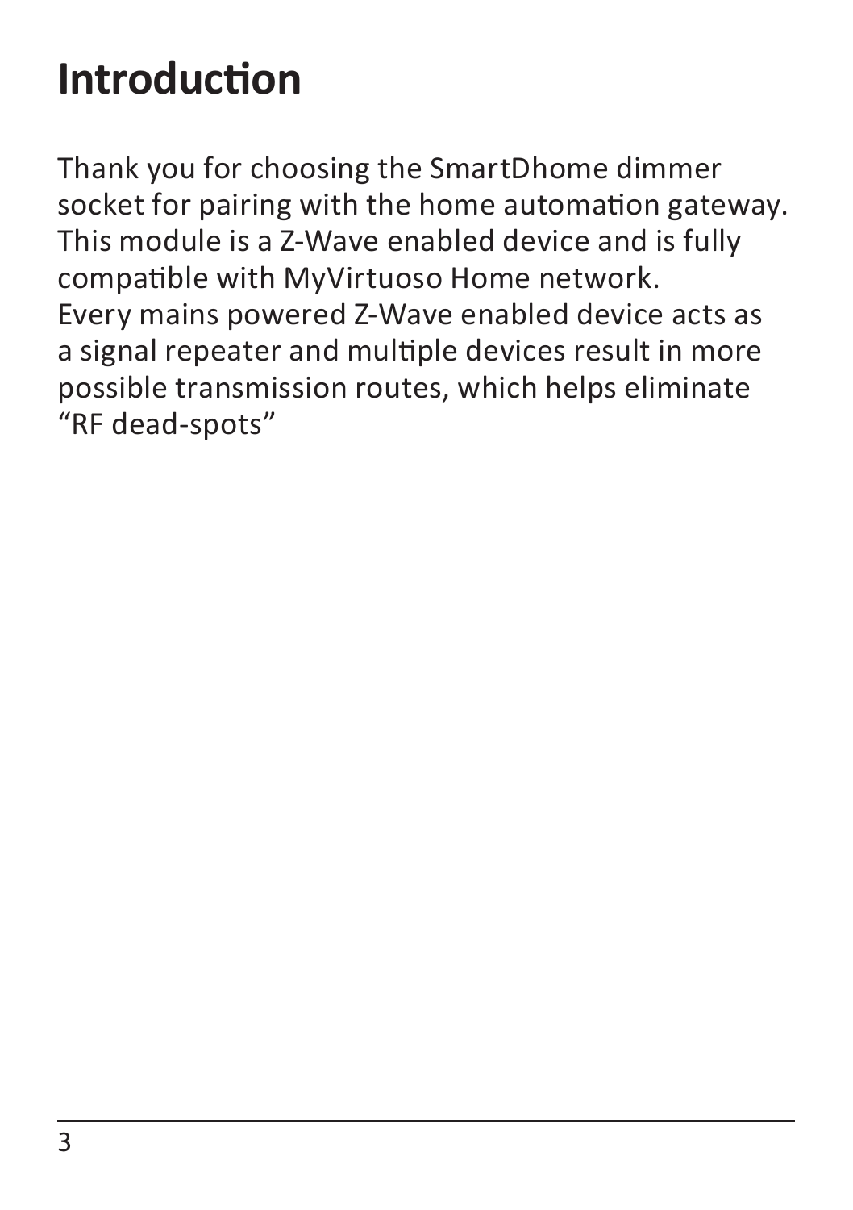# Introduction

Thank you for choosing the SmartDhome dimmer socket for pairing with the home automation gateway. This module is a Z-Wave enabled device and is fully compatible with MyVirtuoso Home network.
Every mains powered Z-Wave enabled device acts as a signal repeater and multiple devices result in more possible transmission routes, which helps eliminate "RF dead-spots"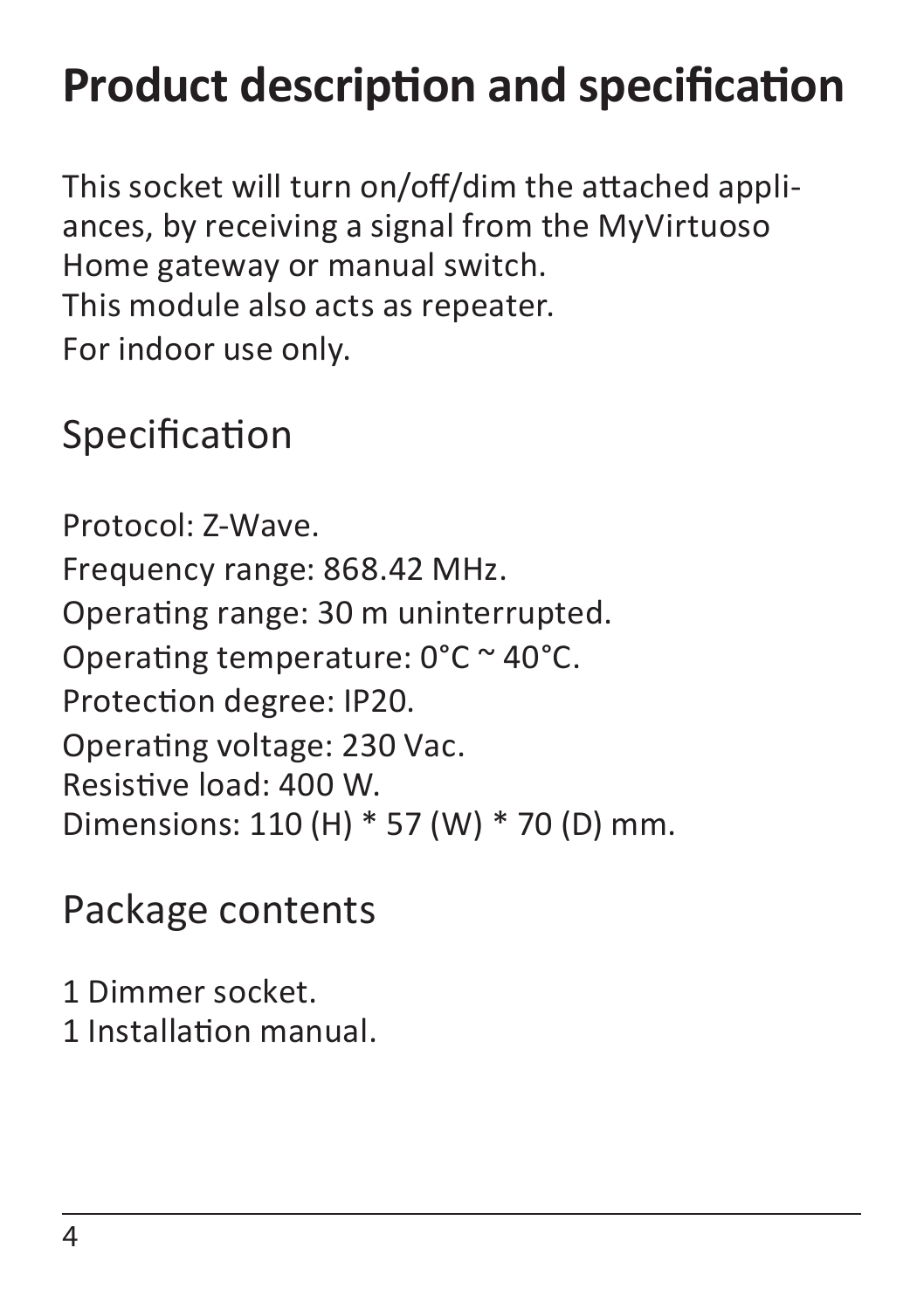# Product description and specification

This socket will turn on/off/dim the attached appliances, by receiving a signal from the MyVirtuoso Home gateway or manual switch.
This module also acts as repeater.
For indoor use only.

## Specification

Protocol: Z-Wave.
Frequency range: 868.42 MHz.
Operating range: 30 m uninterrupted.
Operating temperature: 0°C ~ 40°C.
Protection degree: IP20.
Operating voltage: 230 Vac.
Resistive load: 400 W.
Dimensions: 110 (H) * 57 (W) * 70 (D) mm.

## Package contents

1 Dimmer socket.
1 Installation manual.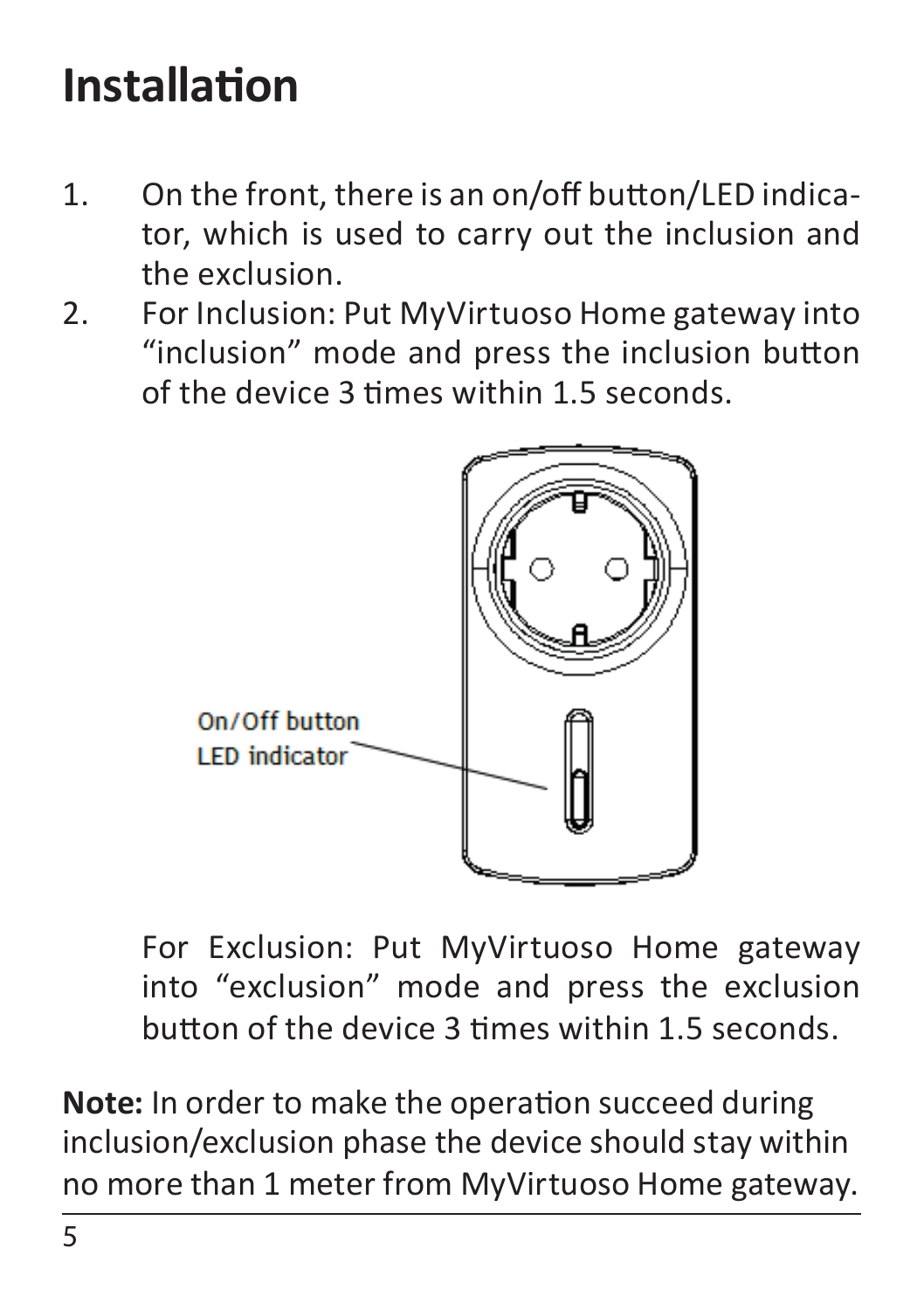# Installation

1. On the front, there is an on/off button/LED indicator, which is used to carry out the inclusion and the exclusion.
2. For Inclusion: Put MyVirtuoso Home gateway into "inclusion" mode and press the inclusion button of the device 3 times within 1.5 seconds.

   On/Off button
   LED indicator

   For Exclusion: Put MyVirtuoso Home gateway into "exclusion" mode and press the exclusion button of the device 3 times within 1.5 seconds.

**Note:** In order to make the operation succeed during inclusion/exclusion phase the device should stay within no more than 1 meter from MyVirtuoso Home gateway.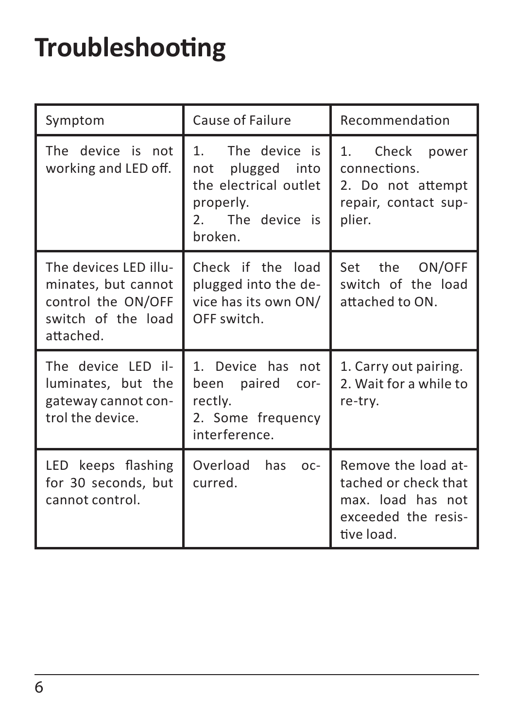# Troubleshooting

| Symptom | Cause of Failure | Recommendation |
|---|---|---|
| The device is not working and LED off. | 1. The device is not plugged into the electrical outlet properly.<br>2. The device is broken. | 1. Check power connections.<br>2. Do not attempt repair, contact supplier. |
| The devices LED illuminates, but cannot control the ON/OFF switch of the load attached. | Check if the load plugged into the device has its own ON/OFF switch. | Set the ON/OFF switch of the load attached to ON. |
| The device LED illuminates, but the gateway cannot control the device. | 1. Device has not been paired correctly.<br>2. Some frequency interference. | 1. Carry out pairing.<br>2. Wait for a while to re-try. |
| LED keeps flashing for 30 seconds, but cannot control. | Overload has occurred. | Remove the load attached or check that max. load has not exceeded the resistive load. |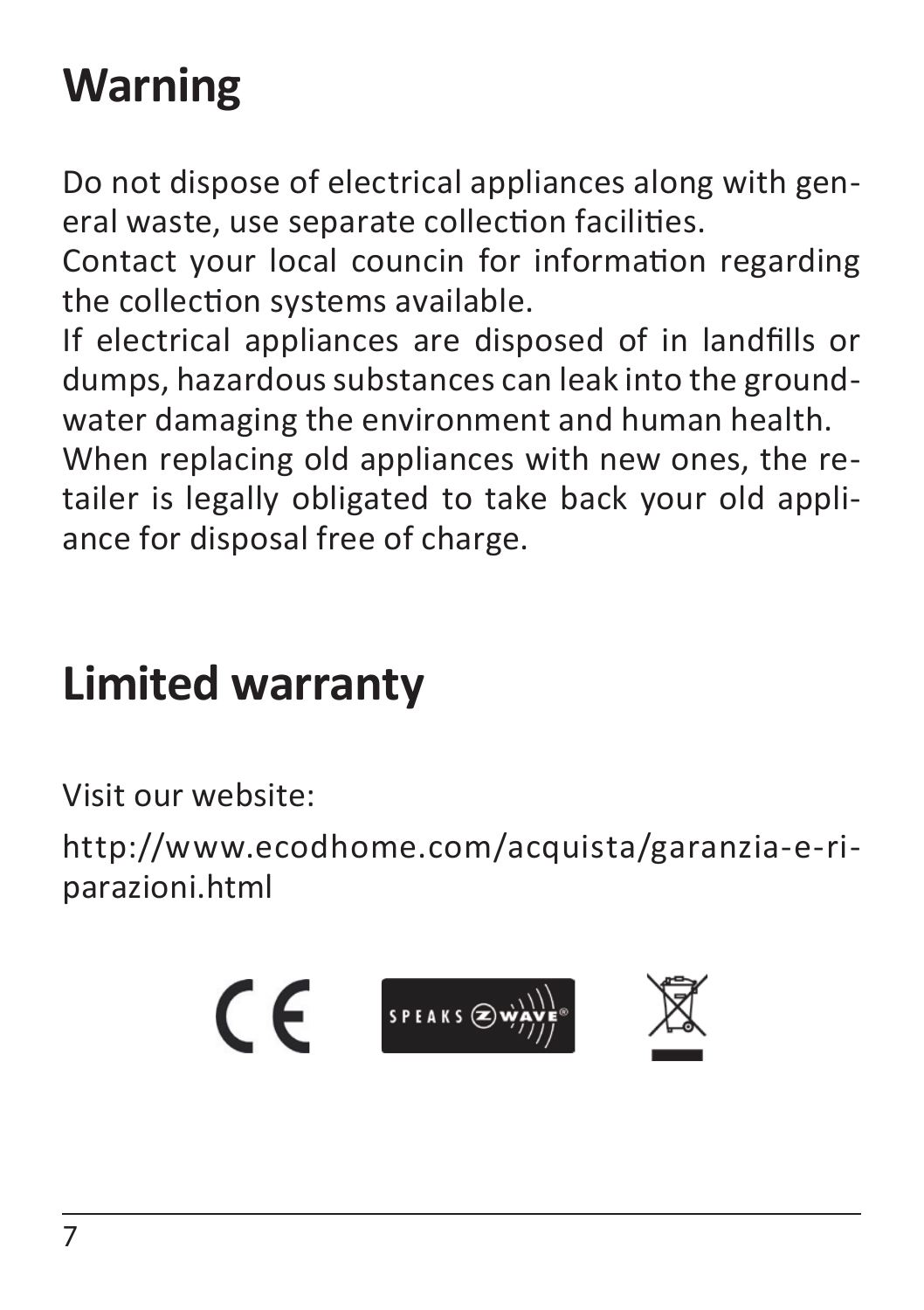# Warning

Do not dispose of electrical appliances along with general waste, use separate collection facilities.
Contact your local councin for information regarding the collection systems available.
If electrical appliances are disposed of in landfills or dumps, hazardous substances can leak into the groundwater damaging the environment and human health.
When replacing old appliances with new ones, the retailer is legally obligated to take back your old appliance for disposal free of charge.

# Limited warranty

Visit our website:

http://www.ecodhome.com/acquista/garanzia-e-riparazioni.html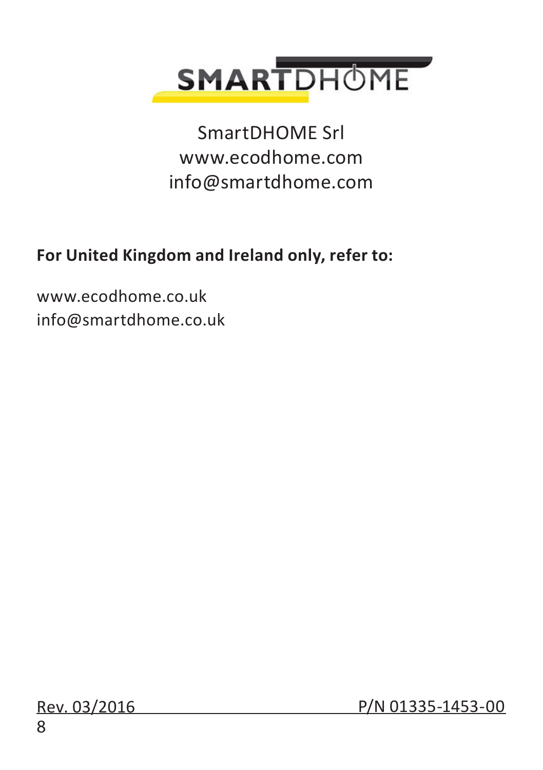SMARTDHOME

SmartDHOME Srl
www.ecodhome.com
info@smartdhome.com

**For United Kingdom and Ireland only, refer to:**

www.ecodhome.co.uk
info@smartdhome.co.uk

Rev. 03/2016 P/N 01335-1453-00